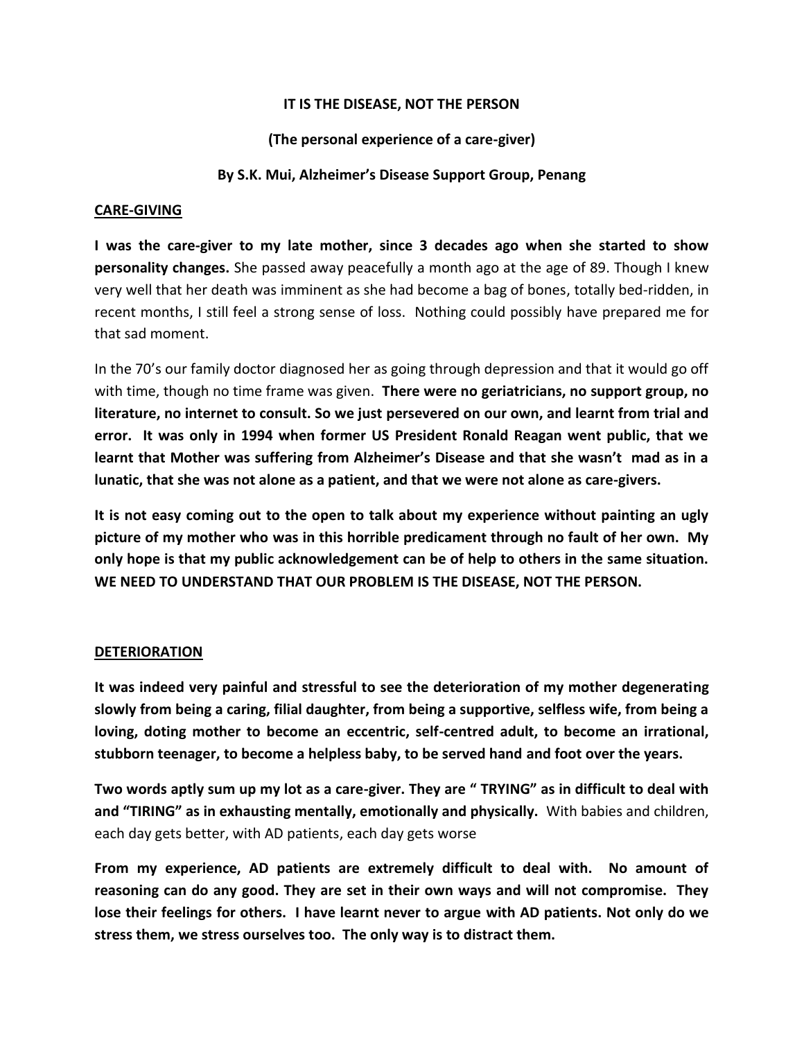**IT IS THE DISEASE, NOT THE PERSON**

**(The personal experience of a care-giver)**

**By S.K. Mui, Alzheimer's Disease Support Group, Penang**

## CARE-GIVING

**I was the care-giver to my late mother, since 3 decades ago when she started to show personality changes.** She passed away peacefully a month ago at the age of 89. Though I knew very well that her death was imminent as she had become a bag of bones, totally bed-ridden, in recent months, I still feel a strong sense of loss. Nothing could possibly have prepared me for that sad moment.

In the 70's our family doctor diagnosed her as going through depression and that it would go off with time, though no time frame was given. **There were no geriatricians, no support group, no literature, no internet to consult. So we just persevered on our own, and learnt from trial and error. It was only in 1994 when former US President Ronald Reagan went public, that we learnt that Mother was suffering from Alzheimer's Disease and that she wasn't mad as in a lunatic, that she was not alone as a patient, and that we were not alone as care-givers.**

**It is not easy coming out to the open to talk about my experience without painting an ugly picture of my mother who was in this horrible predicament through no fault of her own. My only hope is that my public acknowledgement can be of help to others in the same situation. WE NEED TO UNDERSTAND THAT OUR PROBLEM IS THE DISEASE, NOT THE PERSON.**

## DETERIORATION

**It was indeed very painful and stressful to see the deterioration of my mother degenerating slowly from being a caring, filial daughter, from being a supportive, selfless wife, from being a loving, doting mother to become an eccentric, self-centred adult, to become an irrational, stubborn teenager, to become a helpless baby, to be served hand and foot over the years.**

**Two words aptly sum up my lot as a care-giver. They are " TRYING" as in difficult to deal with and "TIRING" as in exhausting mentally, emotionally and physically.** With babies and children, each day gets better, with AD patients, each day gets worse

**From my experience, AD patients are extremely difficult to deal with. No amount of reasoning can do any good. They are set in their own ways and will not compromise. They lose their feelings for others. I have learnt never to argue with AD patients. Not only do we stress them, we stress ourselves too. The only way is to distract them.**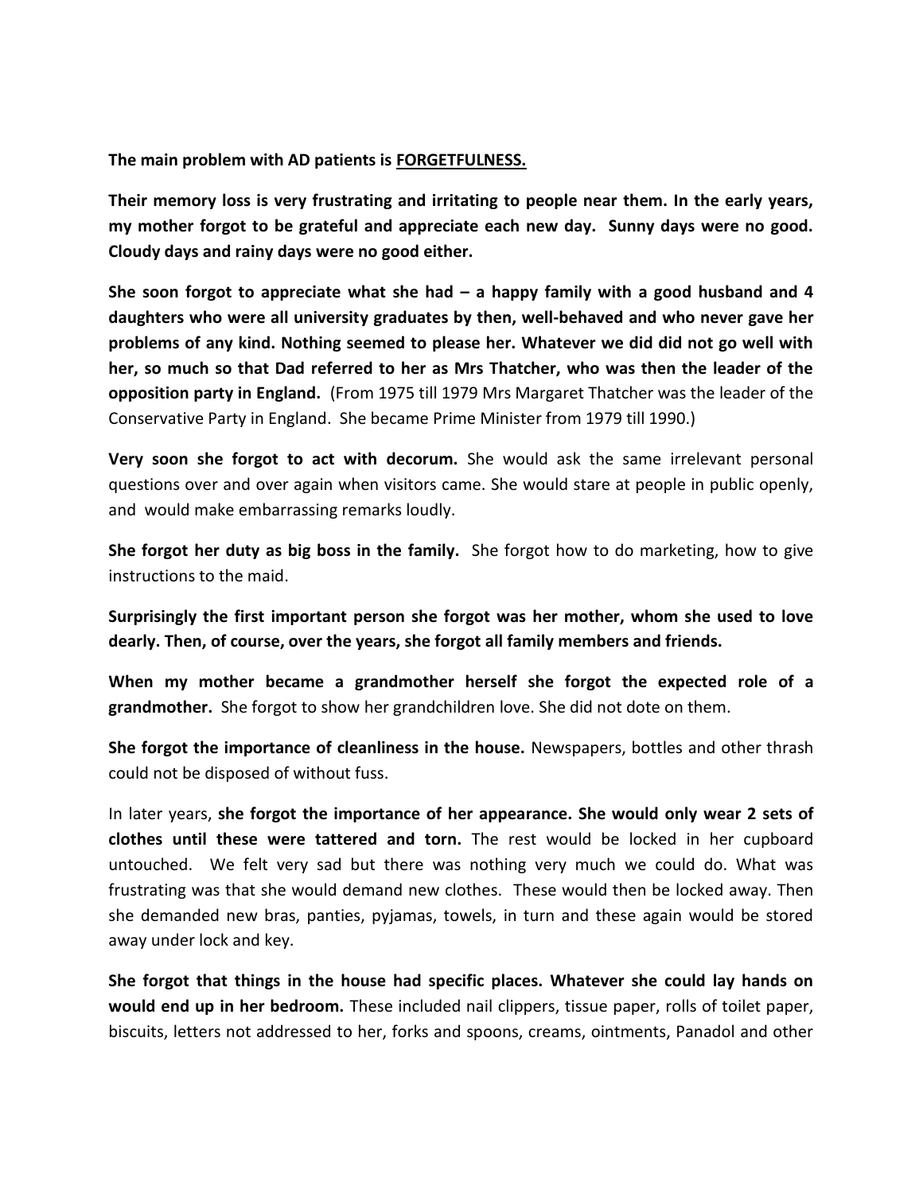**The main problem with AD patients is FORGETFULNESS.**

**Their memory loss is very frustrating and irritating to people near them. In the early years, my mother forgot to be grateful and appreciate each new day. Sunny days were no good. Cloudy days and rainy days were no good either.**

**She soon forgot to appreciate what she had – a happy family with a good husband and 4 daughters who were all university graduates by then, well-behaved and who never gave her problems of any kind. Nothing seemed to please her. Whatever we did did not go well with her, so much so that Dad referred to her as Mrs Thatcher, who was then the leader of the opposition party in England.** (From 1975 till 1979 Mrs Margaret Thatcher was the leader of the Conservative Party in England. She became Prime Minister from 1979 till 1990.)

**Very soon she forgot to act with decorum.** She would ask the same irrelevant personal questions over and over again when visitors came. She would stare at people in public openly, and would make embarrassing remarks loudly.

**She forgot her duty as big boss in the family.** She forgot how to do marketing, how to give instructions to the maid.

**Surprisingly the first important person she forgot was her mother, whom she used to love dearly. Then, of course, over the years, she forgot all family members and friends.**

**When my mother became a grandmother herself she forgot the expected role of a grandmother.** She forgot to show her grandchildren love. She did not dote on them.

**She forgot the importance of cleanliness in the house.** Newspapers, bottles and other thrash could not be disposed of without fuss.

In later years, **she forgot the importance of her appearance. She would only wear 2 sets of clothes until these were tattered and torn.** The rest would be locked in her cupboard untouched. We felt very sad but there was nothing very much we could do. What was frustrating was that she would demand new clothes. These would then be locked away. Then she demanded new bras, panties, pyjamas, towels, in turn and these again would be stored away under lock and key.

**She forgot that things in the house had specific places. Whatever she could lay hands on would end up in her bedroom.** These included nail clippers, tissue paper, rolls of toilet paper, biscuits, letters not addressed to her, forks and spoons, creams, ointments, Panadol and other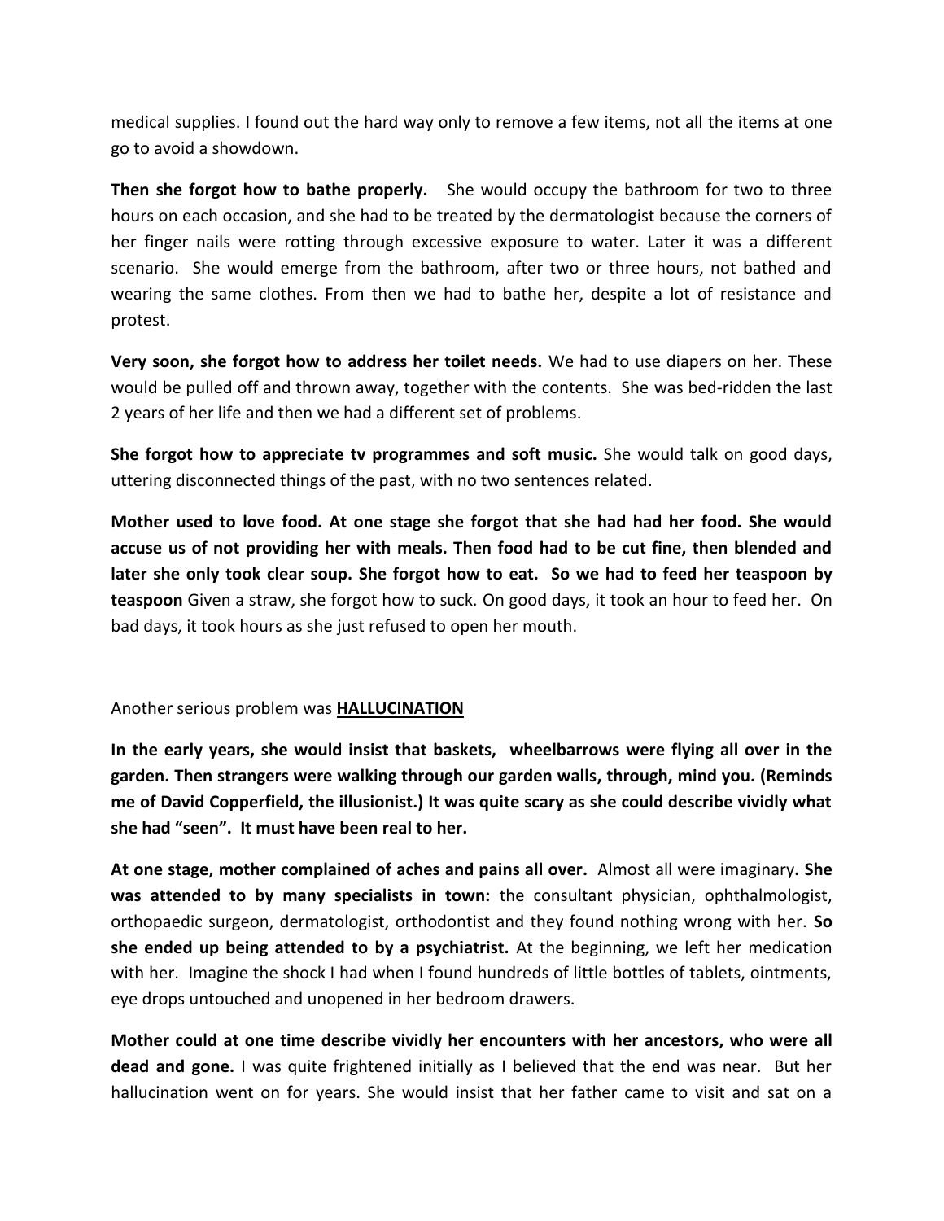medical supplies. I found out the hard way only to remove a few items, not all the items at one go to avoid a showdown.

**Then she forgot how to bathe properly.** She would occupy the bathroom for two to three hours on each occasion, and she had to be treated by the dermatologist because the corners of her finger nails were rotting through excessive exposure to water. Later it was a different scenario. She would emerge from the bathroom, after two or three hours, not bathed and wearing the same clothes. From then we had to bathe her, despite a lot of resistance and protest.

**Very soon, she forgot how to address her toilet needs.** We had to use diapers on her. These would be pulled off and thrown away, together with the contents. She was bed-ridden the last 2 years of her life and then we had a different set of problems.

**She forgot how to appreciate tv programmes and soft music.** She would talk on good days, uttering disconnected things of the past, with no two sentences related.

**Mother used to love food. At one stage she forgot that she had had her food. She would accuse us of not providing her with meals. Then food had to be cut fine, then blended and later she only took clear soup. She forgot how to eat. So we had to feed her teaspoon by teaspoon** Given a straw, she forgot how to suck. On good days, it took an hour to feed her. On bad days, it took hours as she just refused to open her mouth.

Another serious problem was **HALLUCINATION**

**In the early years, she would insist that baskets, wheelbarrows were flying all over in the garden. Then strangers were walking through our garden walls, through, mind you. (Reminds me of David Copperfield, the illusionist.) It was quite scary as she could describe vividly what she had "seen". It must have been real to her.**

**At one stage, mother complained of aches and pains all over.** Almost all were imaginary**. She was attended to by many specialists in town:** the consultant physician, ophthalmologist, orthopaedic surgeon, dermatologist, orthodontist and they found nothing wrong with her. **So she ended up being attended to by a psychiatrist.** At the beginning, we left her medication with her. Imagine the shock I had when I found hundreds of little bottles of tablets, ointments, eye drops untouched and unopened in her bedroom drawers.

**Mother could at one time describe vividly her encounters with her ancestors, who were all dead and gone.** I was quite frightened initially as I believed that the end was near. But her hallucination went on for years. She would insist that her father came to visit and sat on a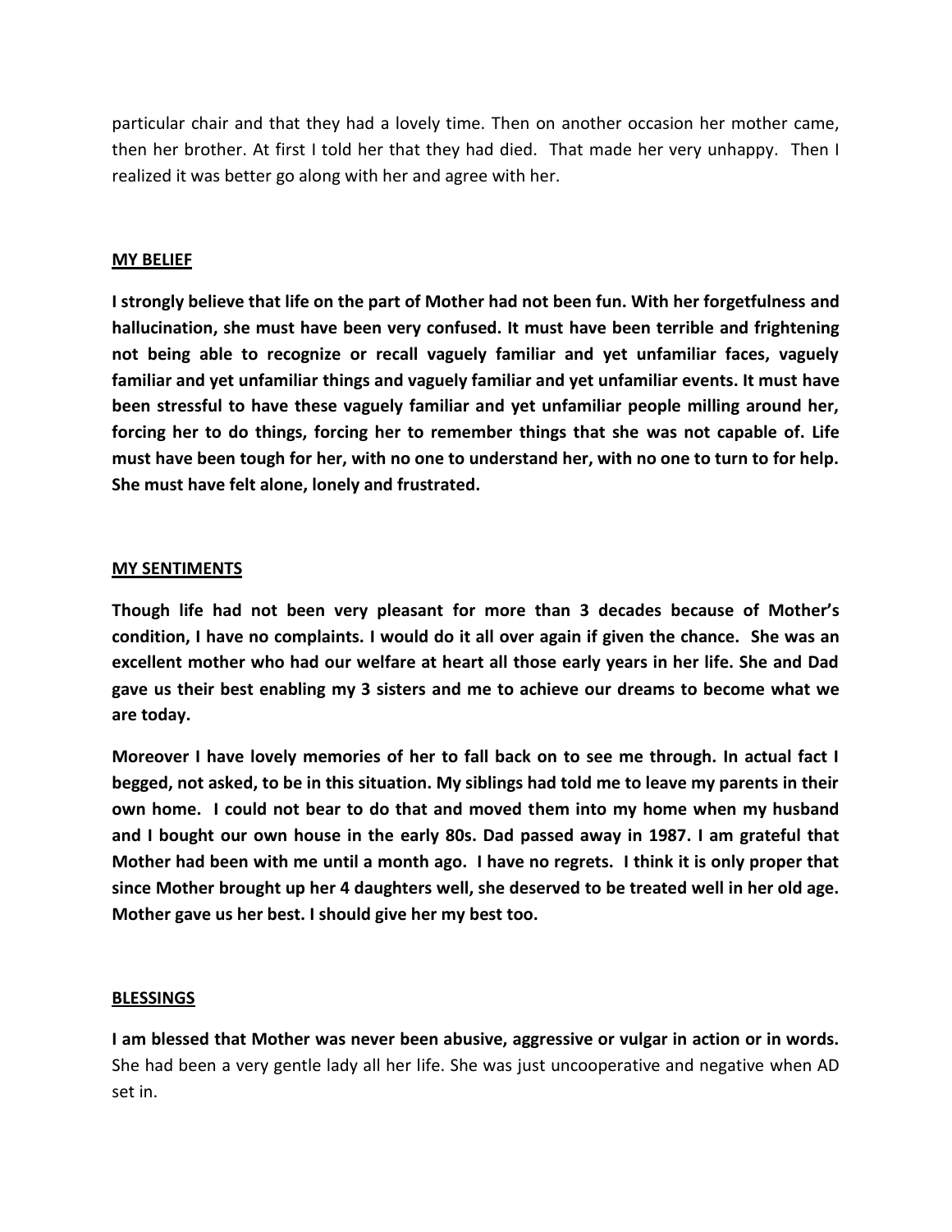particular chair and that they had a lovely time. Then on another occasion her mother came, then her brother. At first I told her that they had died. That made her very unhappy. Then I realized it was better go along with her and agree with her.

## MY BELIEF

**I strongly believe that life on the part of Mother had not been fun. With her forgetfulness and hallucination, she must have been very confused. It must have been terrible and frightening not being able to recognize or recall vaguely familiar and yet unfamiliar faces, vaguely familiar and yet unfamiliar things and vaguely familiar and yet unfamiliar events. It must have been stressful to have these vaguely familiar and yet unfamiliar people milling around her, forcing her to do things, forcing her to remember things that she was not capable of. Life must have been tough for her, with no one to understand her, with no one to turn to for help. She must have felt alone, lonely and frustrated.**

## MY SENTIMENTS

**Though life had not been very pleasant for more than 3 decades because of Mother's condition, I have no complaints. I would do it all over again if given the chance. She was an excellent mother who had our welfare at heart all those early years in her life. She and Dad gave us their best enabling my 3 sisters and me to achieve our dreams to become what we are today.**

**Moreover I have lovely memories of her to fall back on to see me through. In actual fact I begged, not asked, to be in this situation. My siblings had told me to leave my parents in their own home. I could not bear to do that and moved them into my home when my husband and I bought our own house in the early 80s. Dad passed away in 1987. I am grateful that Mother had been with me until a month ago. I have no regrets. I think it is only proper that since Mother brought up her 4 daughters well, she deserved to be treated well in her old age. Mother gave us her best. I should give her my best too.**

## BLESSINGS

**I am blessed that Mother was never been abusive, aggressive or vulgar in action or in words.** She had been a very gentle lady all her life. She was just uncooperative and negative when AD set in.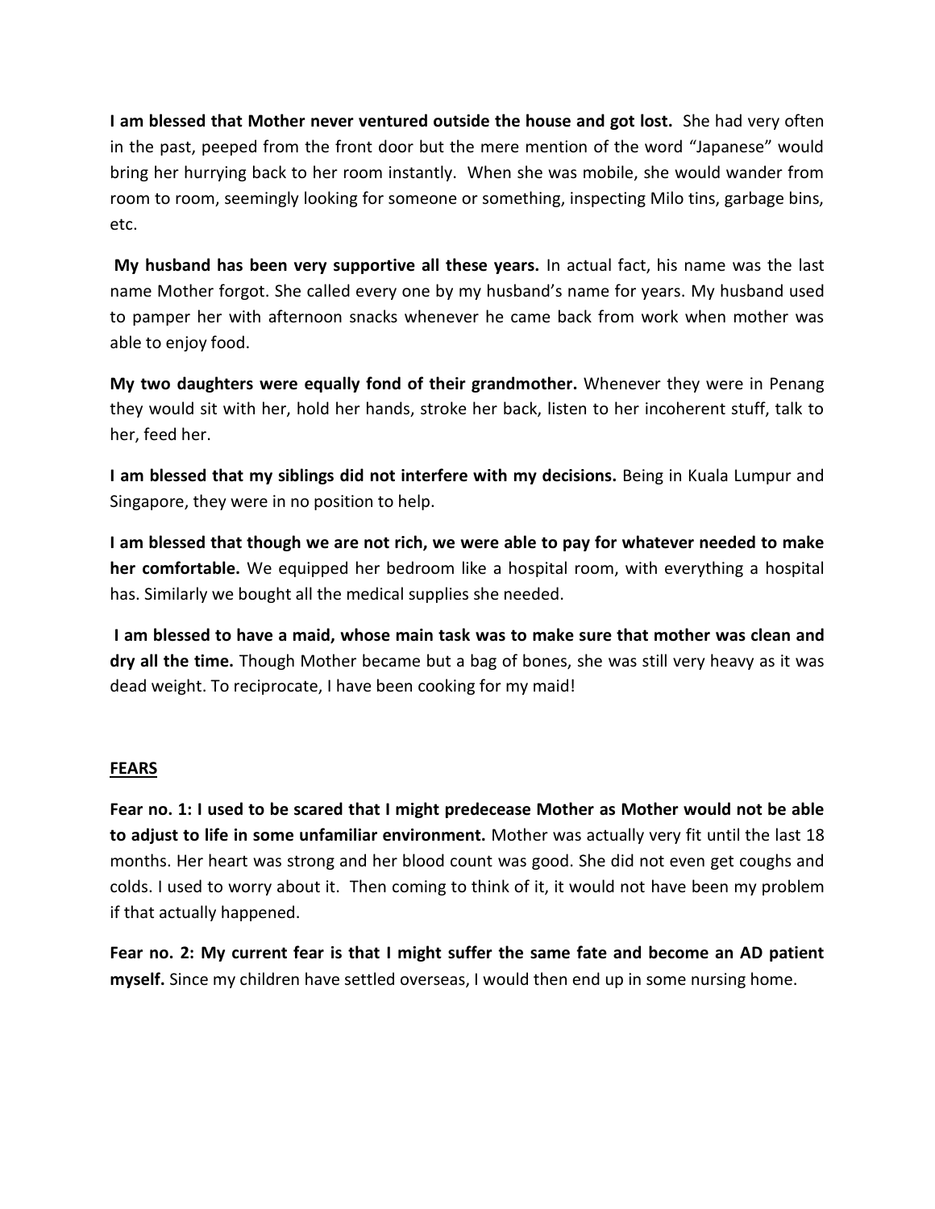**I am blessed that Mother never ventured outside the house and got lost.** She had very often in the past, peeped from the front door but the mere mention of the word "Japanese" would bring her hurrying back to her room instantly. When she was mobile, she would wander from room to room, seemingly looking for someone or something, inspecting Milo tins, garbage bins, etc.

**My husband has been very supportive all these years.** In actual fact, his name was the last name Mother forgot. She called every one by my husband's name for years. My husband used to pamper her with afternoon snacks whenever he came back from work when mother was able to enjoy food.

**My two daughters were equally fond of their grandmother.** Whenever they were in Penang they would sit with her, hold her hands, stroke her back, listen to her incoherent stuff, talk to her, feed her.

**I am blessed that my siblings did not interfere with my decisions.** Being in Kuala Lumpur and Singapore, they were in no position to help.

**I am blessed that though we are not rich, we were able to pay for whatever needed to make her comfortable.** We equipped her bedroom like a hospital room, with everything a hospital has. Similarly we bought all the medical supplies she needed.

**I am blessed to have a maid, whose main task was to make sure that mother was clean and dry all the time.** Though Mother became but a bag of bones, she was still very heavy as it was dead weight. To reciprocate, I have been cooking for my maid!

## FEARS

**Fear no. 1: I used to be scared that I might predecease Mother as Mother would not be able to adjust to life in some unfamiliar environment.** Mother was actually very fit until the last 18 months. Her heart was strong and her blood count was good. She did not even get coughs and colds. I used to worry about it. Then coming to think of it, it would not have been my problem if that actually happened.

**Fear no. 2: My current fear is that I might suffer the same fate and become an AD patient myself.** Since my children have settled overseas, I would then end up in some nursing home.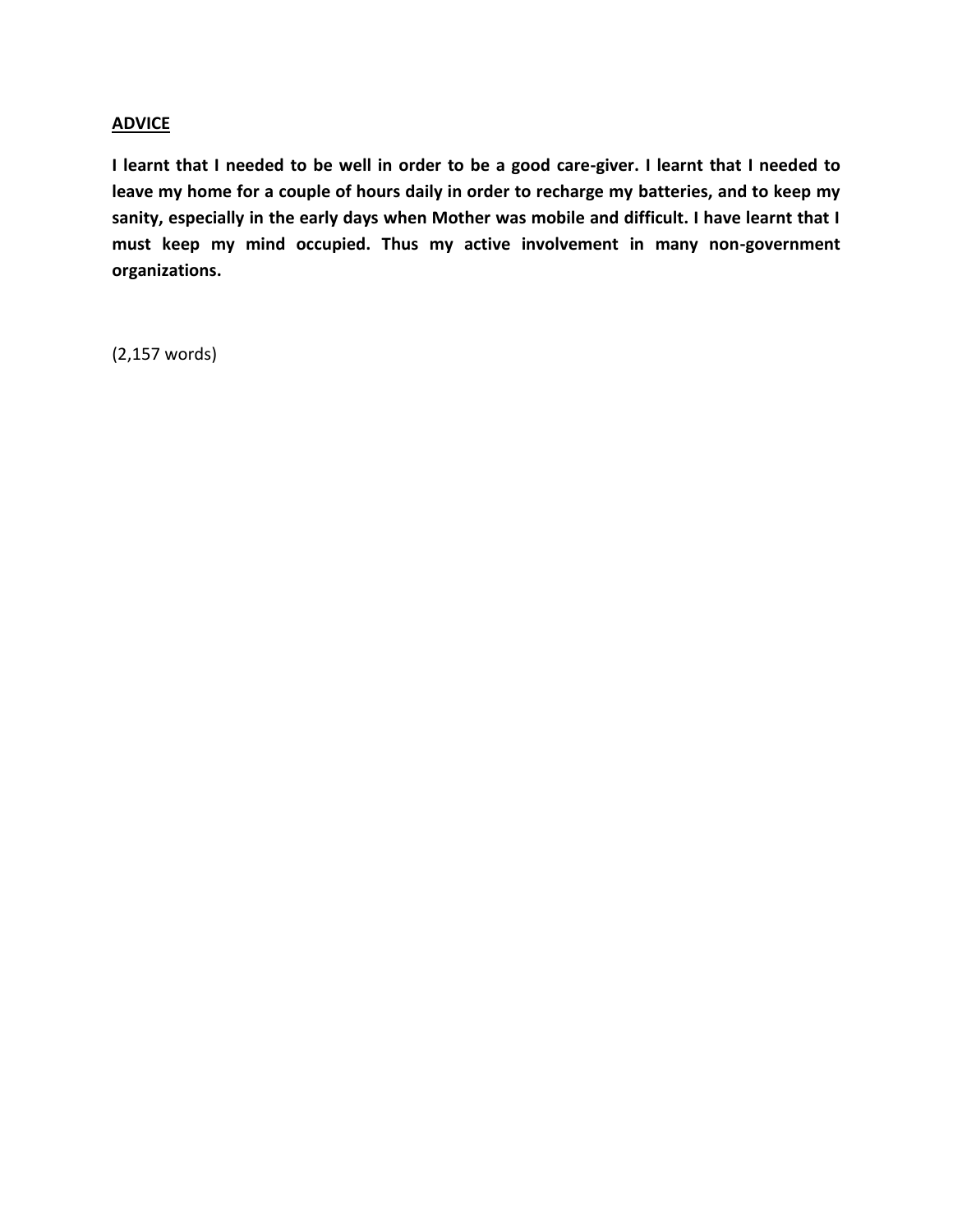**ADVICE**

**I learnt that I needed to be well in order to be a good care-giver. I learnt that I needed to leave my home for a couple of hours daily in order to recharge my batteries, and to keep my sanity, especially in the early days when Mother was mobile and difficult. I have learnt that I must keep my mind occupied. Thus my active involvement in many non-government organizations.**

(2,157 words)